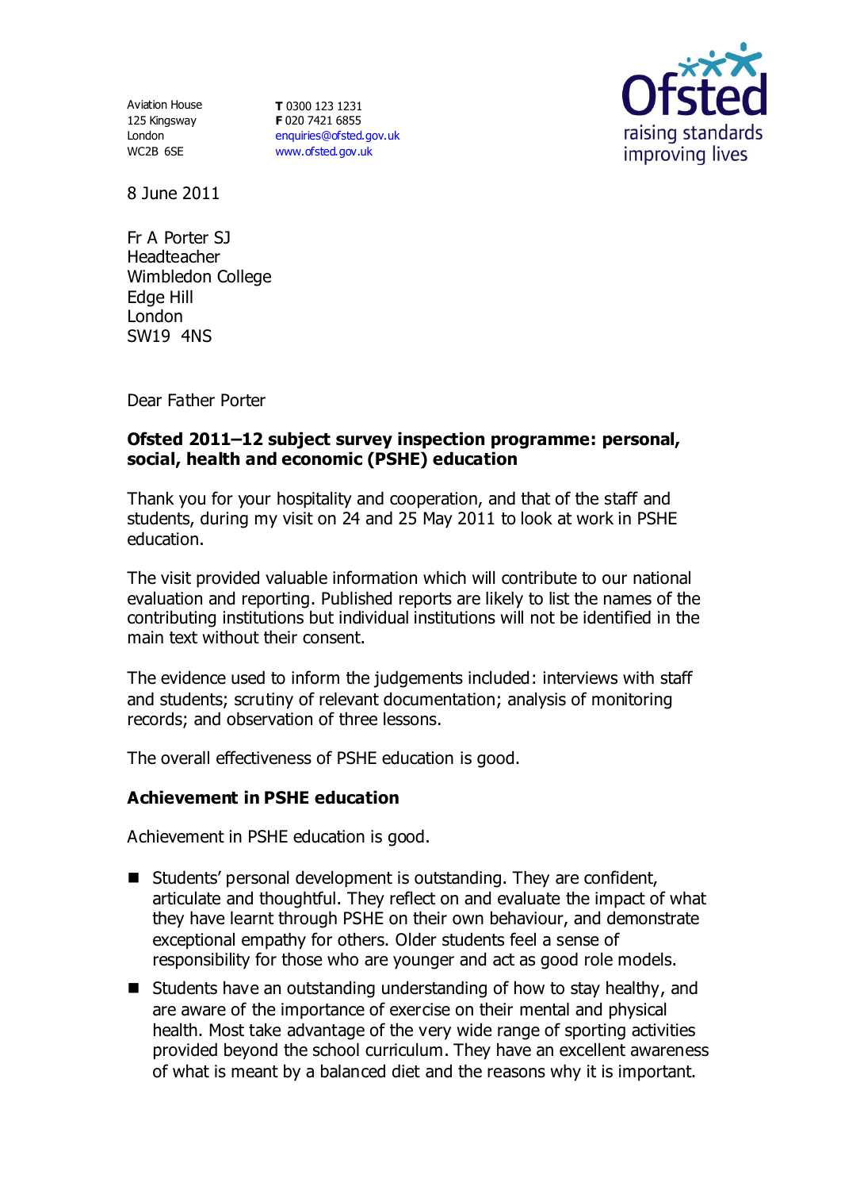Aviation House
125 Kingsway
London
WC2B 6SE

**T** 0300 123 1231
**F** 020 7421 6855
enquiries@ofsted.gov.uk
www.ofsted.gov.uk

Ofsted
raising standards
improving lives

8 June 2011

Fr A Porter SJ
Headteacher
Wimbledon College
Edge Hill
London
SW19 4NS

Dear Father Porter

**Ofsted 2011–12 subject survey inspection programme: personal, social, health and economic (PSHE) education**

Thank you for your hospitality and cooperation, and that of the staff and students, during my visit on 24 and 25 May 2011 to look at work in PSHE education.

The visit provided valuable information which will contribute to our national evaluation and reporting. Published reports are likely to list the names of the contributing institutions but individual institutions will not be identified in the main text without their consent.

The evidence used to inform the judgements included: interviews with staff and students; scrutiny of relevant documentation; analysis of monitoring records; and observation of three lessons.

The overall effectiveness of PSHE education is good.

**Achievement in PSHE education**

Achievement in PSHE education is good.

- Students' personal development is outstanding. They are confident, articulate and thoughtful. They reflect on and evaluate the impact of what they have learnt through PSHE on their own behaviour, and demonstrate exceptional empathy for others. Older students feel a sense of responsibility for those who are younger and act as good role models.
- Students have an outstanding understanding of how to stay healthy, and are aware of the importance of exercise on their mental and physical health. Most take advantage of the very wide range of sporting activities provided beyond the school curriculum. They have an excellent awareness of what is meant by a balanced diet and the reasons why it is important.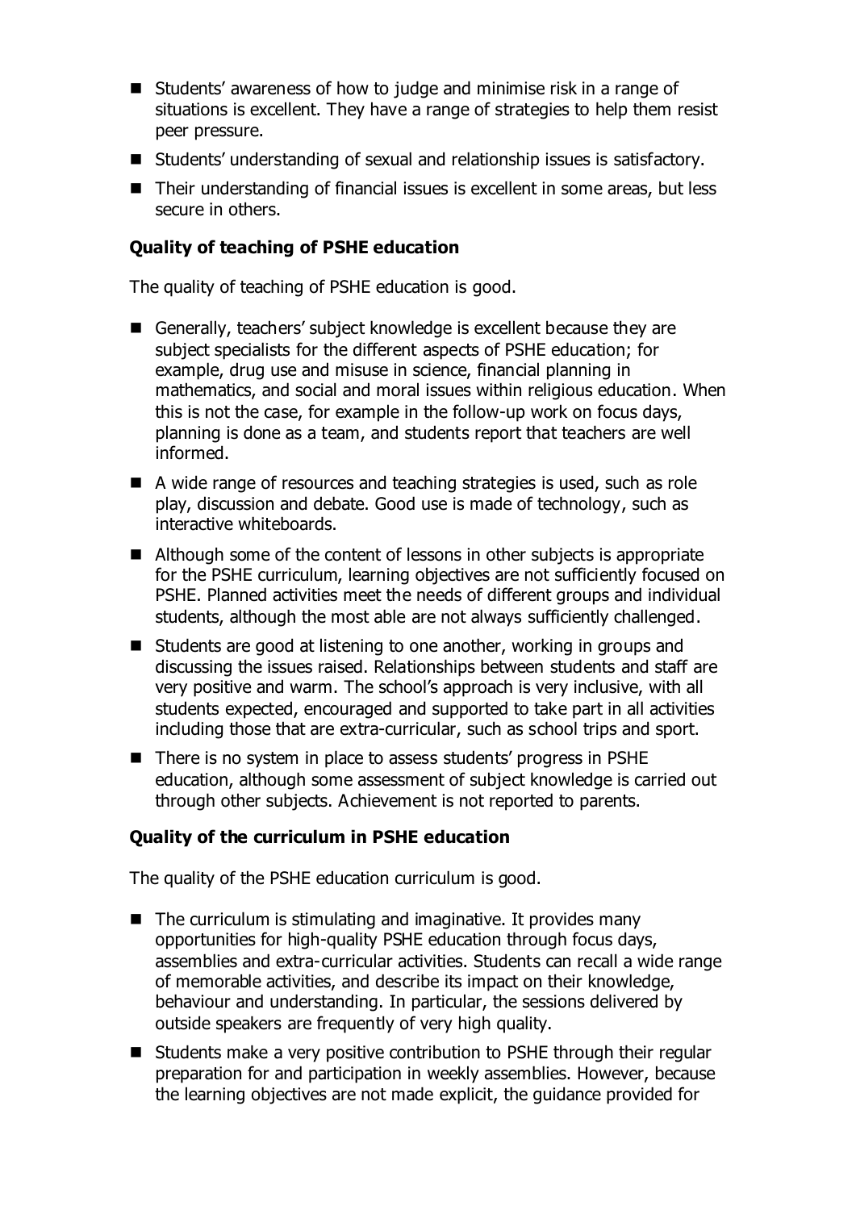- Students' awareness of how to judge and minimise risk in a range of situations is excellent. They have a range of strategies to help them resist peer pressure.
- Students' understanding of sexual and relationship issues is satisfactory.
- Their understanding of financial issues is excellent in some areas, but less secure in others.

### Quality of teaching of PSHE education

The quality of teaching of PSHE education is good.

- Generally, teachers' subject knowledge is excellent because they are subject specialists for the different aspects of PSHE education; for example, drug use and misuse in science, financial planning in mathematics, and social and moral issues within religious education. When this is not the case, for example in the follow-up work on focus days, planning is done as a team, and students report that teachers are well informed.
- A wide range of resources and teaching strategies is used, such as role play, discussion and debate. Good use is made of technology, such as interactive whiteboards.
- Although some of the content of lessons in other subjects is appropriate for the PSHE curriculum, learning objectives are not sufficiently focused on PSHE. Planned activities meet the needs of different groups and individual students, although the most able are not always sufficiently challenged.
- Students are good at listening to one another, working in groups and discussing the issues raised. Relationships between students and staff are very positive and warm. The school's approach is very inclusive, with all students expected, encouraged and supported to take part in all activities including those that are extra-curricular, such as school trips and sport.
- There is no system in place to assess students' progress in PSHE education, although some assessment of subject knowledge is carried out through other subjects. Achievement is not reported to parents.

### Quality of the curriculum in PSHE education

The quality of the PSHE education curriculum is good.

- The curriculum is stimulating and imaginative. It provides many opportunities for high-quality PSHE education through focus days, assemblies and extra-curricular activities. Students can recall a wide range of memorable activities, and describe its impact on their knowledge, behaviour and understanding. In particular, the sessions delivered by outside speakers are frequently of very high quality.
- Students make a very positive contribution to PSHE through their regular preparation for and participation in weekly assemblies. However, because the learning objectives are not made explicit, the guidance provided for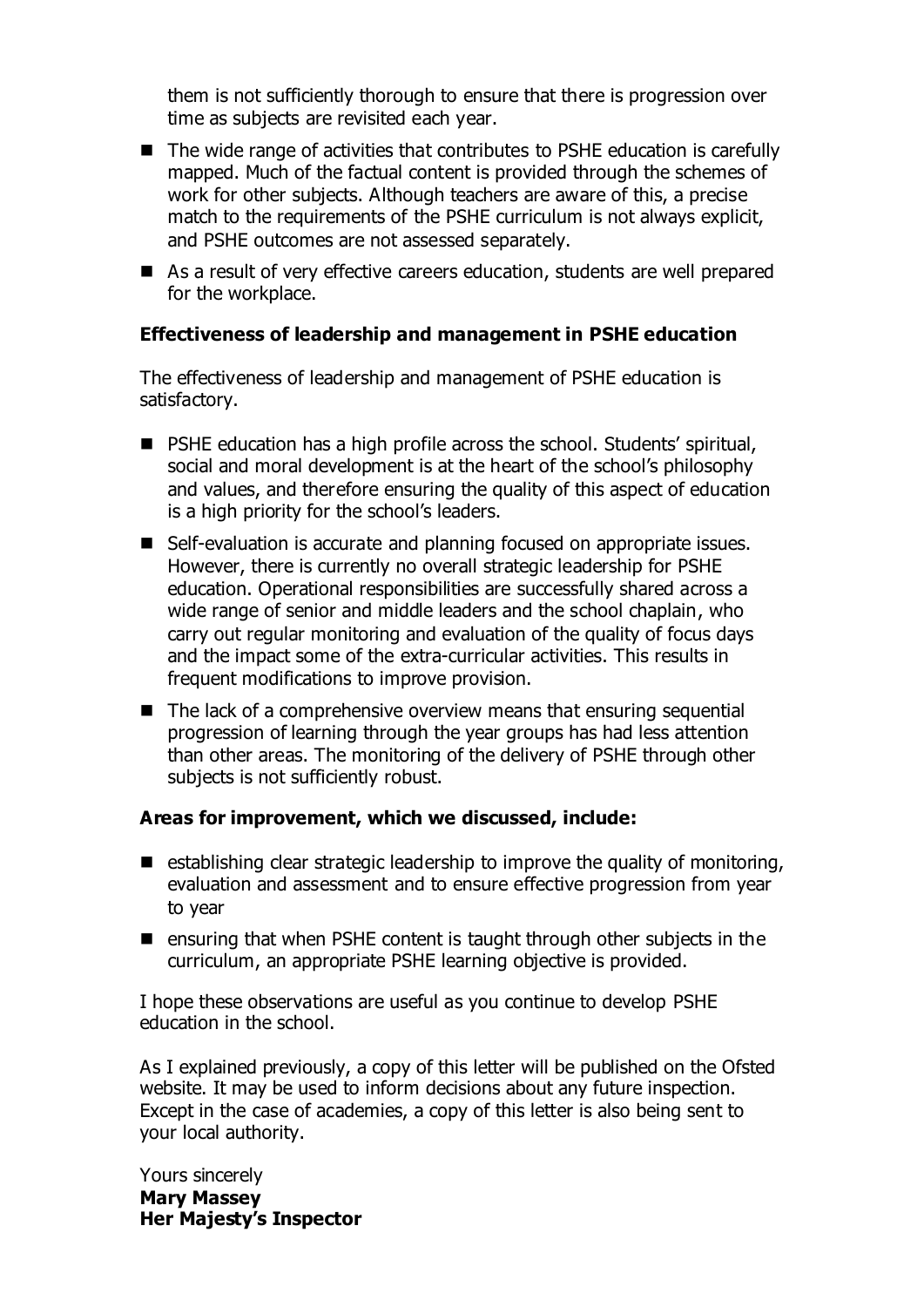them is not sufficiently thorough to ensure that there is progression over time as subjects are revisited each year.

- The wide range of activities that contributes to PSHE education is carefully mapped. Much of the factual content is provided through the schemes of work for other subjects. Although teachers are aware of this, a precise match to the requirements of the PSHE curriculum is not always explicit, and PSHE outcomes are not assessed separately.
- As a result of very effective careers education, students are well prepared for the workplace.

**Effectiveness of leadership and management in PSHE education**

The effectiveness of leadership and management of PSHE education is satisfactory.

- PSHE education has a high profile across the school. Students' spiritual, social and moral development is at the heart of the school's philosophy and values, and therefore ensuring the quality of this aspect of education is a high priority for the school's leaders.
- Self-evaluation is accurate and planning focused on appropriate issues. However, there is currently no overall strategic leadership for PSHE education. Operational responsibilities are successfully shared across a wide range of senior and middle leaders and the school chaplain, who carry out regular monitoring and evaluation of the quality of focus days and the impact some of the extra-curricular activities. This results in frequent modifications to improve provision.
- The lack of a comprehensive overview means that ensuring sequential progression of learning through the year groups has had less attention than other areas. The monitoring of the delivery of PSHE through other subjects is not sufficiently robust.

**Areas for improvement, which we discussed, include:**

- establishing clear strategic leadership to improve the quality of monitoring, evaluation and assessment and to ensure effective progression from year to year
- ensuring that when PSHE content is taught through other subjects in the curriculum, an appropriate PSHE learning objective is provided.

I hope these observations are useful as you continue to develop PSHE education in the school.

As I explained previously, a copy of this letter will be published on the Ofsted website. It may be used to inform decisions about any future inspection. Except in the case of academies, a copy of this letter is also being sent to your local authority.

Yours sincerely
**Mary Massey**
**Her Majesty's Inspector**